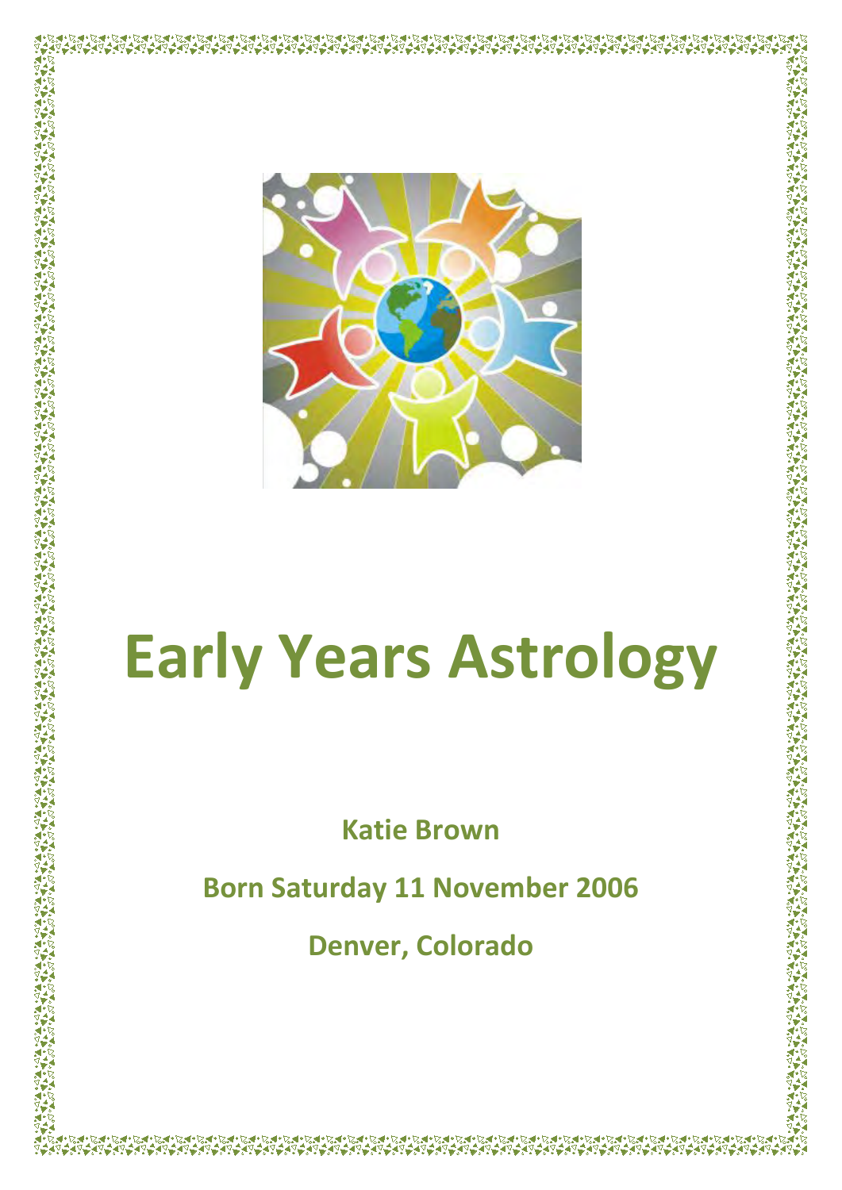# Early Years Astrology

**Katie Brown**

**Born Saturday 11 November 2006**

**Denver, Colorado**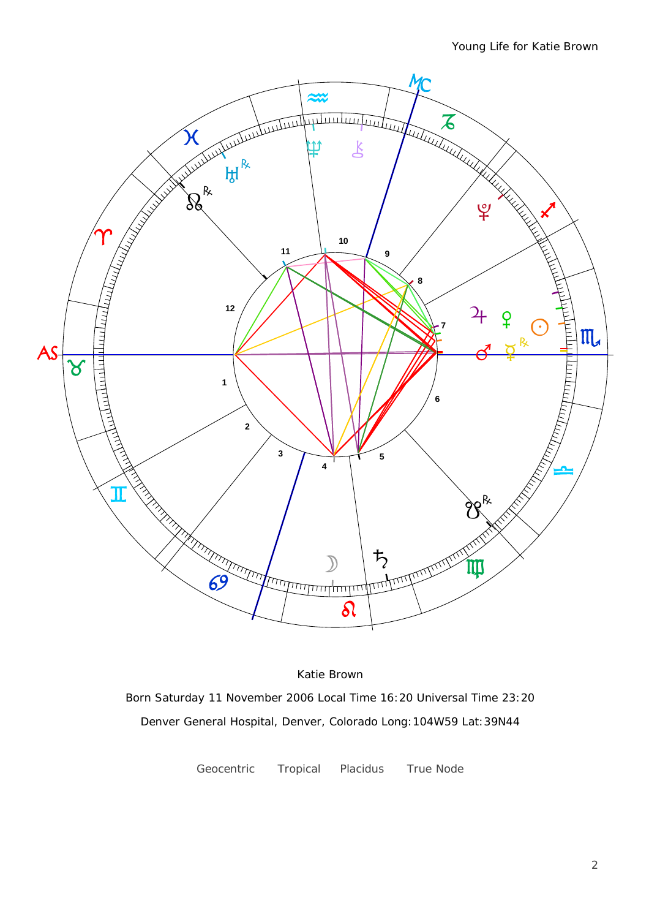Katie Brown

Born Saturday 11 November 2006 Local Time 16:20 Universal Time 23:20

Denver General Hospital, Denver, Colorado Long:104W59 Lat:39N44

Geocentric Tropical Placidus True Node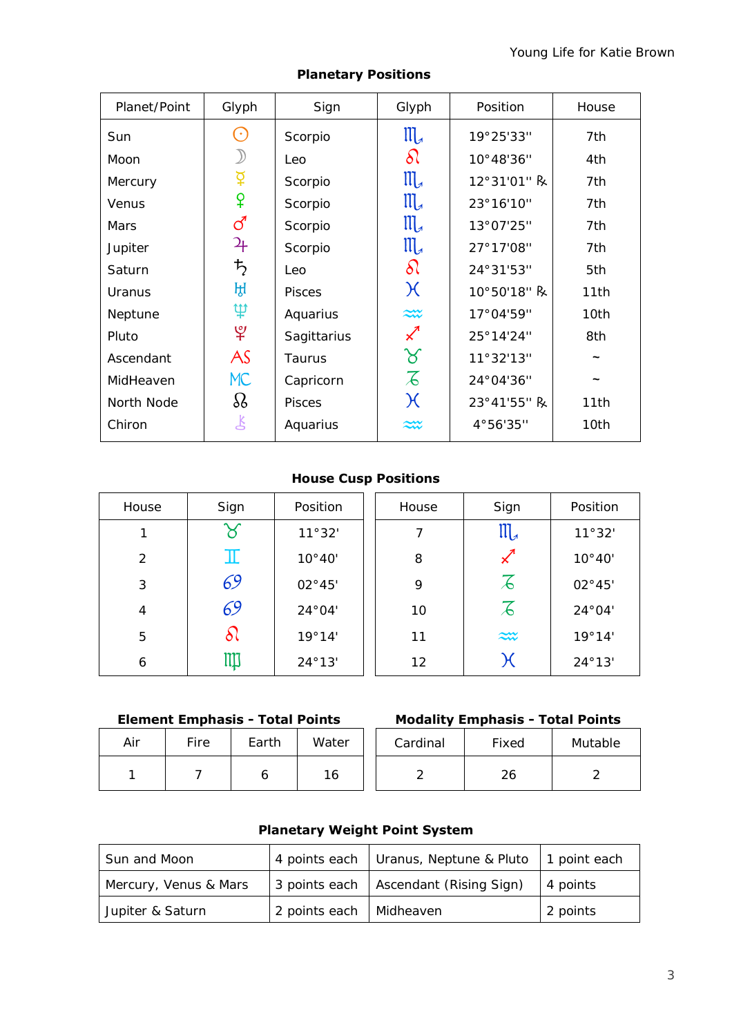## Planetary Positions

| Planet/Point | Glyph | Sign | Glyph | Position | House |
|---|---|---|---|---|---|
| Sun | ☉ | Scorpio | ♏ | 19°25'33" | 7th |
| Moon | ☽ | Leo | ♌ | 10°48'36" | 4th |
| Mercury | ☿ | Scorpio | ♏ | 12°31'01" ℞ | 7th |
| Venus | ♀ | Scorpio | ♏ | 23°16'10" | 7th |
| Mars | ♂ | Scorpio | ♏ | 13°07'25" | 7th |
| Jupiter | ♃ | Scorpio | ♏ | 27°17'08" | 7th |
| Saturn | ♄ | Leo | ♌ | 24°31'53" | 5th |
| Uranus | ♅ | Pisces | ♓ | 10°50'18" ℞ | 11th |
| Neptune | ♆ | Aquarius | ♒ | 17°04'59" | 10th |
| Pluto | ♇ | Sagittarius | ♐ | 25°14'24" | 8th |
| Ascendant | AS | Taurus | ♉ | 11°32'13" | ~ |
| MidHeaven | MC | Capricorn | ♑ | 24°04'36" | ~ |
| North Node | ☊ | Pisces | ♓ | 23°41'55" ℞ | 11th |
| Chiron | ⚷ | Aquarius | ♒ | 4°56'35" | 10th |

## House Cusp Positions

| House | Sign | Position | House | Sign | Position |
|---|---|---|---|---|---|
| 1 | ♉ | 11°32' | 7 | ♏ | 11°32' |
| 2 | ♊ | 10°40' | 8 | ♐ | 10°40' |
| 3 | ♋ | 02°45' | 9 | ♑ | 02°45' |
| 4 | ♋ | 24°04' | 10 | ♑ | 24°04' |
| 5 | ♌ | 19°14' | 11 | ♒ | 19°14' |
| 6 | ♍ | 24°13' | 12 | ♓ | 24°13' |

**Element Emphasis - Total Points**

| Air | Fire | Earth | Water |
|---|---|---|---|
| 1 | 7 | 6 | 16 |

**Modality Emphasis - Total Points**

| Cardinal | Fixed | Mutable |
|---|---|---|
| 2 | 26 | 2 |

## Planetary Weight Point System

| | | | |
|---|---|---|---|
| Sun and Moon | 4 points each | Uranus, Neptune & Pluto | 1 point each |
| Mercury, Venus & Mars | 3 points each | Ascendant (Rising Sign) | 4 points |
| Jupiter & Saturn | 2 points each | Midheaven | 2 points |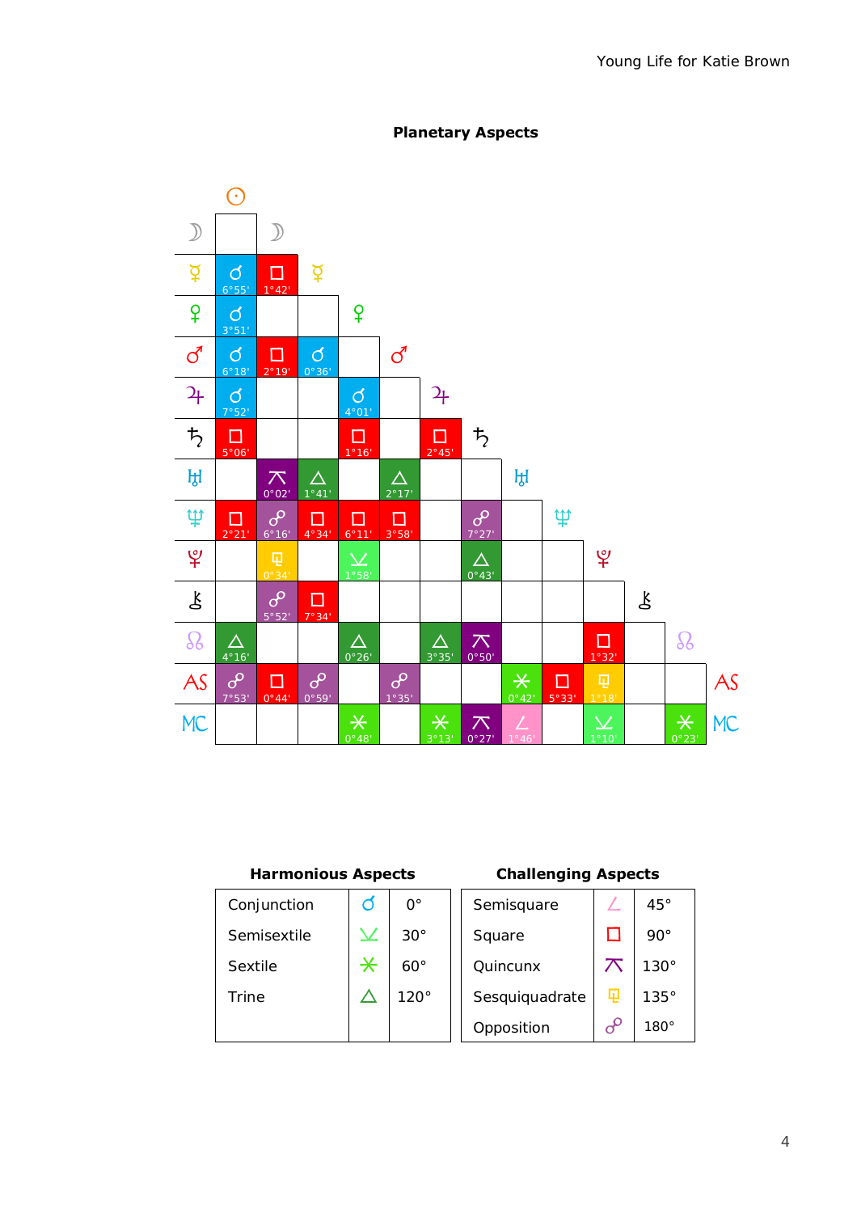## Planetary Aspects

| | ☉ | ☽ | ☿ | ♀ | ♂ | ♃ | ♄ | ♅ | ♆ | ♇ | ⚷ | ☊ |
|---|---|---|---|---|---|---|---|---|---|---|---|---|
| ☽ | | | | | | | | | | | | |
| ☿ | ☌ 6°55' | □ 1°42' | | | | | | | | | | |
| ♀ | ☌ 3°51' | | | | | | | | | | | |
| ♂ | ☌ 6°18' | □ 2°19' | ☌ 0°36' | | | | | | | | | |
| ♃ | ☌ 7°52' | | | ☌ 4°01' | | | | | | | | |
| ♄ | □ 5°06' | | | □ 1°16' | | □ 2°45' | | | | | | |
| ♅ | | ⚻ 0°02' | △ 1°41' | | △ 2°17' | | | | | | | |
| ♆ | □ 2°21' | ☍ 6°16' | □ 4°34' | □ 6°11' | □ 3°58' | | ☍ 7°27' | | | | | |
| ♇ | | ⚼ 0°34' | | ⚺ 1°58' | | | △ 0°43' | | | | | |
| ⚷ | | ☍ 5°52' | □ 7°34' | | | | | | | | | |
| ☊ | △ 4°16' | | | △ 0°26' | | △ 3°35' | ⚻ 0°50' | | | □ 1°32' | | |
| AS | ☍ 7°53' | □ 0°44' | ☍ 0°59' | | ☍ 1°35' | | | ⚹ 0°42' | □ 5°33' | ⚼ 1°18' | | |
| MC | | | | ⚹ 0°48' | | ⚹ 3°13' | ⚻ 0°27' | ∠ 1°46' | | ⚺ 1°10' | | ⚹ 0°23' |

| Harmonious Aspects | | |
|---|---|---|
| Conjunction | ☌ | 0° |
| Semisextile | ⚺ | 30° |
| Sextile | ⚹ | 60° |
| Trine | △ | 120° |

| Challenging Aspects | | |
|---|---|---|
| Semisquare | ∠ | 45° |
| Square | □ | 90° |
| Quincunx | ⚻ | 130° |
| Sesquiquadrate | ⚼ | 135° |
| Opposition | ☍ | 180° |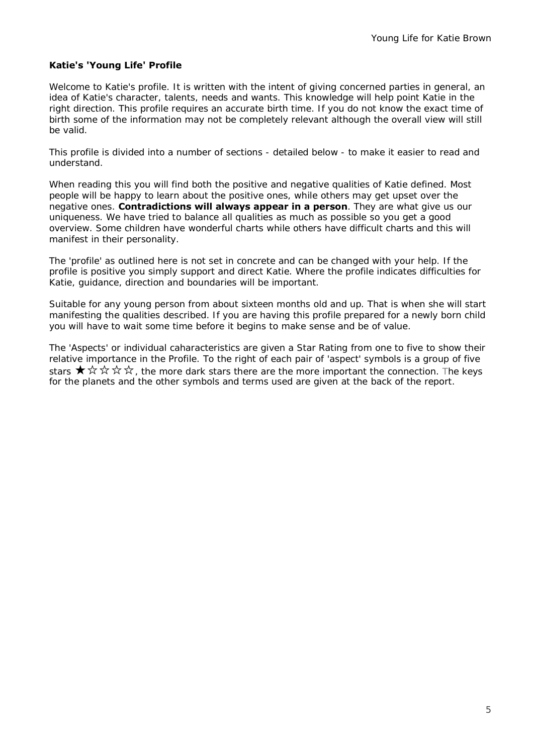**Katie's 'Young Life' Profile**

Welcome to Katie's profile. It is written with the intent of giving concerned parties in general, an idea of Katie's character, talents, needs and wants. This knowledge will help point Katie in the right direction. This profile requires an accurate birth time. If you do not know the exact time of birth some of the information may not be completely relevant although the overall view will still be valid.

This profile is divided into a number of sections - detailed below - to make it easier to read and understand.

When reading this you will find both the positive and negative qualities of Katie defined. Most people will be happy to learn about the positive ones, while others may get upset over the negative ones. **Contradictions will always appear in a person**. They are what give us our uniqueness. We have tried to balance all qualities as much as possible so you get a good overview. Some children have wonderful charts while others have difficult charts and this will manifest in their personality.

The 'profile' as outlined here is not set in concrete and can be changed with your help. If the profile is positive you simply support and direct Katie. Where the profile indicates difficulties for Katie, guidance, direction and boundaries will be important.

Suitable for any young person from about sixteen months old and up. That is when she will start manifesting the qualities described. If you are having this profile prepared for a newly born child you will have to wait some time before it begins to make sense and be of value.

The 'Aspects' or individual caharacteristics are given a Star Rating from one to five to show their relative importance in the Profile. To the right of each pair of 'aspect' symbols is a group of five stars ★☆☆☆☆, the more dark stars there are the more important the connection. The keys for the planets and the other symbols and terms used are given at the back of the report.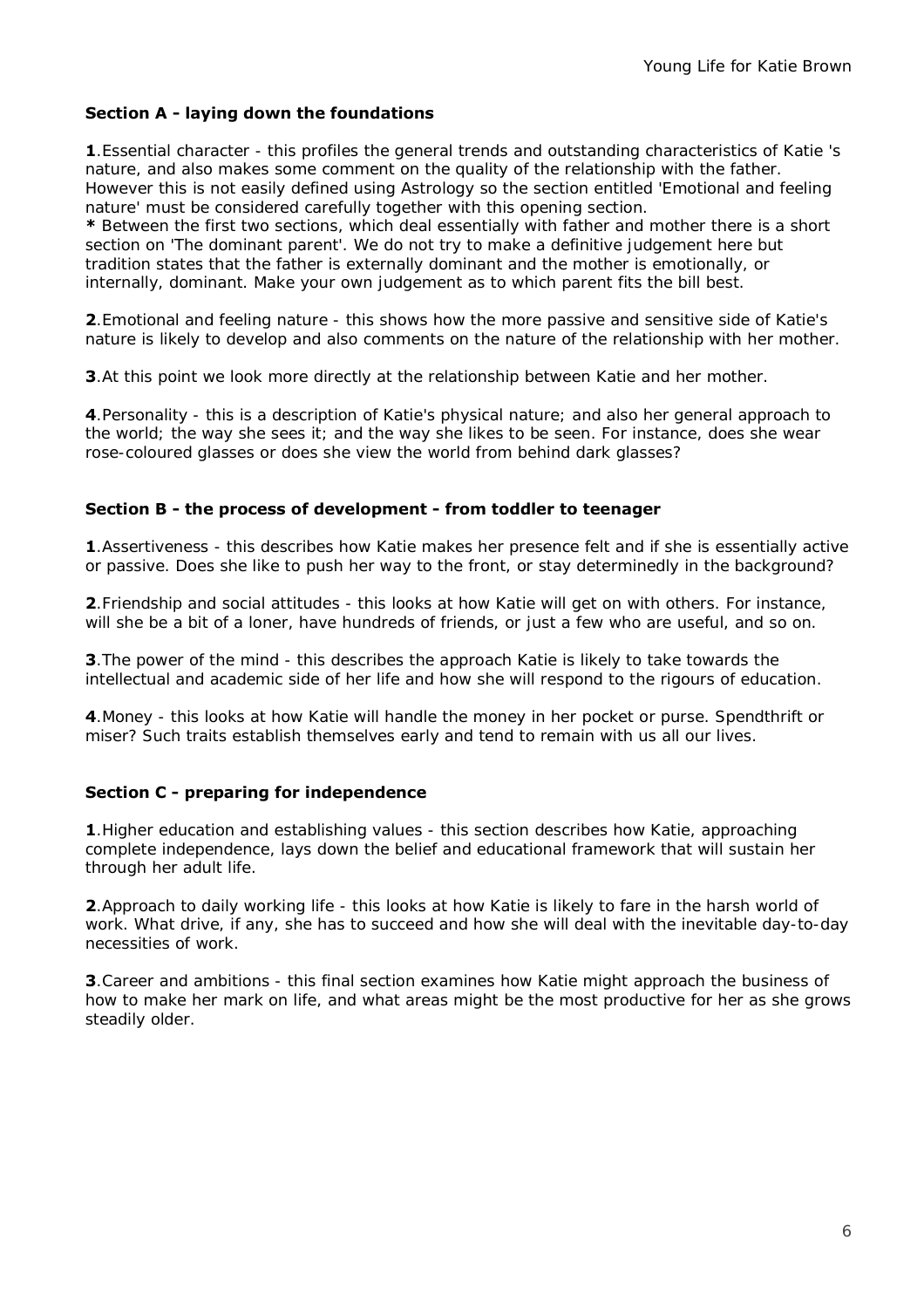## Section A - laying down the foundations

**1**.Essential character - this profiles the general trends and outstanding characteristics of Katie 's nature, and also makes some comment on the quality of the relationship with the father. However this is not easily defined using Astrology so the section entitled 'Emotional and feeling nature' must be considered carefully together with this opening section.
**\*** Between the first two sections, which deal essentially with father and mother there is a short section on 'The dominant parent'. We do not try to make a definitive judgement here but tradition states that the father is externally dominant and the mother is emotionally, or internally, dominant. Make your own judgement as to which parent fits the bill best.

**2**.Emotional and feeling nature - this shows how the more passive and sensitive side of Katie's nature is likely to develop and also comments on the nature of the relationship with her mother.

**3**.At this point we look more directly at the relationship between Katie and her mother.

**4**.Personality - this is a description of Katie's physical nature; and also her general approach to the world; the way she sees it; and the way she likes to be seen. For instance, does she wear rose-coloured glasses or does she view the world from behind dark glasses?

## Section B - the process of development - from toddler to teenager

**1**.Assertiveness - this describes how Katie makes her presence felt and if she is essentially active or passive. Does she like to push her way to the front, or stay determinedly in the background?

**2**.Friendship and social attitudes - this looks at how Katie will get on with others. For instance, will she be a bit of a loner, have hundreds of friends, or just a few who are useful, and so on.

**3**.The power of the mind - this describes the approach Katie is likely to take towards the intellectual and academic side of her life and how she will respond to the rigours of education.

**4**.Money - this looks at how Katie will handle the money in her pocket or purse. Spendthrift or miser? Such traits establish themselves early and tend to remain with us all our lives.

## Section C - preparing for independence

**1**.Higher education and establishing values - this section describes how Katie, approaching complete independence, lays down the belief and educational framework that will sustain her through her adult life.

**2**.Approach to daily working life - this looks at how Katie is likely to fare in the harsh world of work. What drive, if any, she has to succeed and how she will deal with the inevitable day-to-day necessities of work.

**3**.Career and ambitions - this final section examines how Katie might approach the business of how to make her mark on life, and what areas might be the most productive for her as she grows steadily older.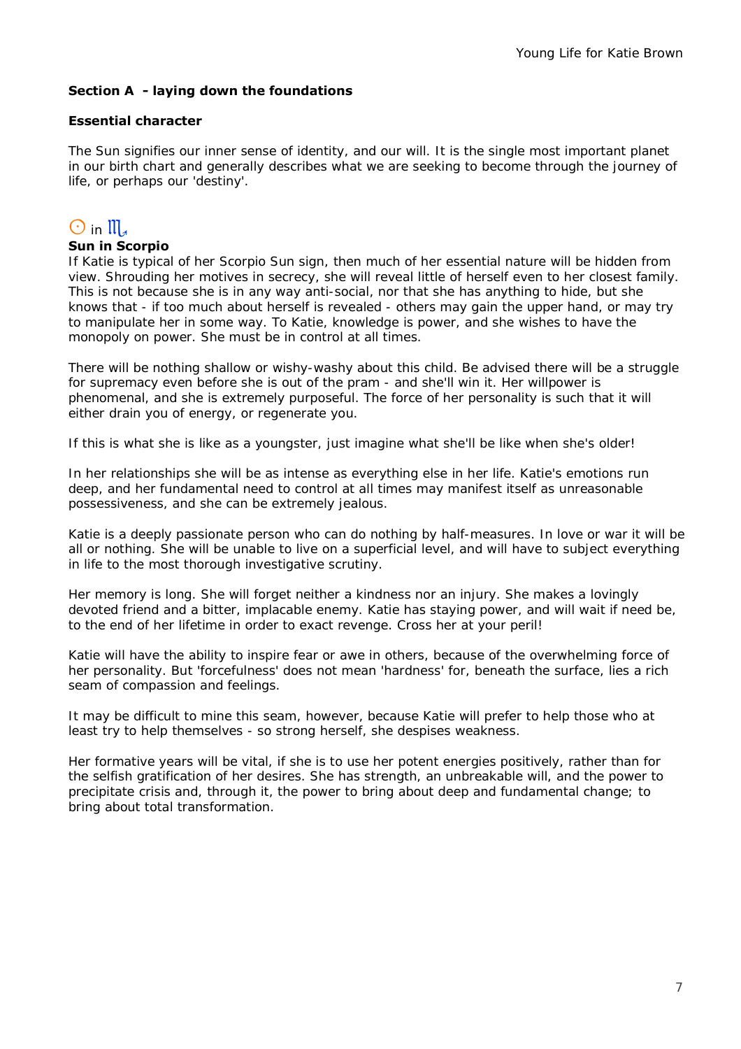## Section A - laying down the foundations

### Essential character

The Sun signifies our inner sense of identity, and our will. It is the single most important planet in our birth chart and generally describes what we are seeking to become through the journey of life, or perhaps our 'destiny'.

☉ in ♏

**Sun in Scorpio**

If Katie is typical of her Scorpio Sun sign, then much of her essential nature will be hidden from view. Shrouding her motives in secrecy, she will reveal little of herself even to her closest family. This is not because she is in any way anti-social, nor that she has anything to hide, but she knows that - if too much about herself is revealed - others may gain the upper hand, or may try to manipulate her in some way. To Katie, knowledge is power, and she wishes to have the monopoly on power. She must be in control at all times.

There will be nothing shallow or wishy-washy about this child. Be advised there will be a struggle for supremacy even before she is out of the pram - and she'll win it. Her willpower is phenomenal, and she is extremely purposeful. The force of her personality is such that it will either drain you of energy, or regenerate you.

If this is what she is like as a youngster, just imagine what she'll be like when she's older!

In her relationships she will be as intense as everything else in her life. Katie's emotions run deep, and her fundamental need to control at all times may manifest itself as unreasonable possessiveness, and she can be extremely jealous.

Katie is a deeply passionate person who can do nothing by half-measures. In love or war it will be all or nothing. She will be unable to live on a superficial level, and will have to subject everything in life to the most thorough investigative scrutiny.

Her memory is long. She will forget neither a kindness nor an injury. She makes a lovingly devoted friend and a bitter, implacable enemy. Katie has staying power, and will wait if need be, to the end of her lifetime in order to exact revenge. Cross her at your peril!

Katie will have the ability to inspire fear or awe in others, because of the overwhelming force of her personality. But 'forcefulness' does not mean 'hardness' for, beneath the surface, lies a rich seam of compassion and feelings.

It may be difficult to mine this seam, however, because Katie will prefer to help those who at least try to help themselves - so strong herself, she despises weakness.

Her formative years will be vital, if she is to use her potent energies positively, rather than for the selfish gratification of her desires. She has strength, an unbreakable will, and the power to precipitate crisis and, through it, the power to bring about deep and fundamental change; to bring about total transformation.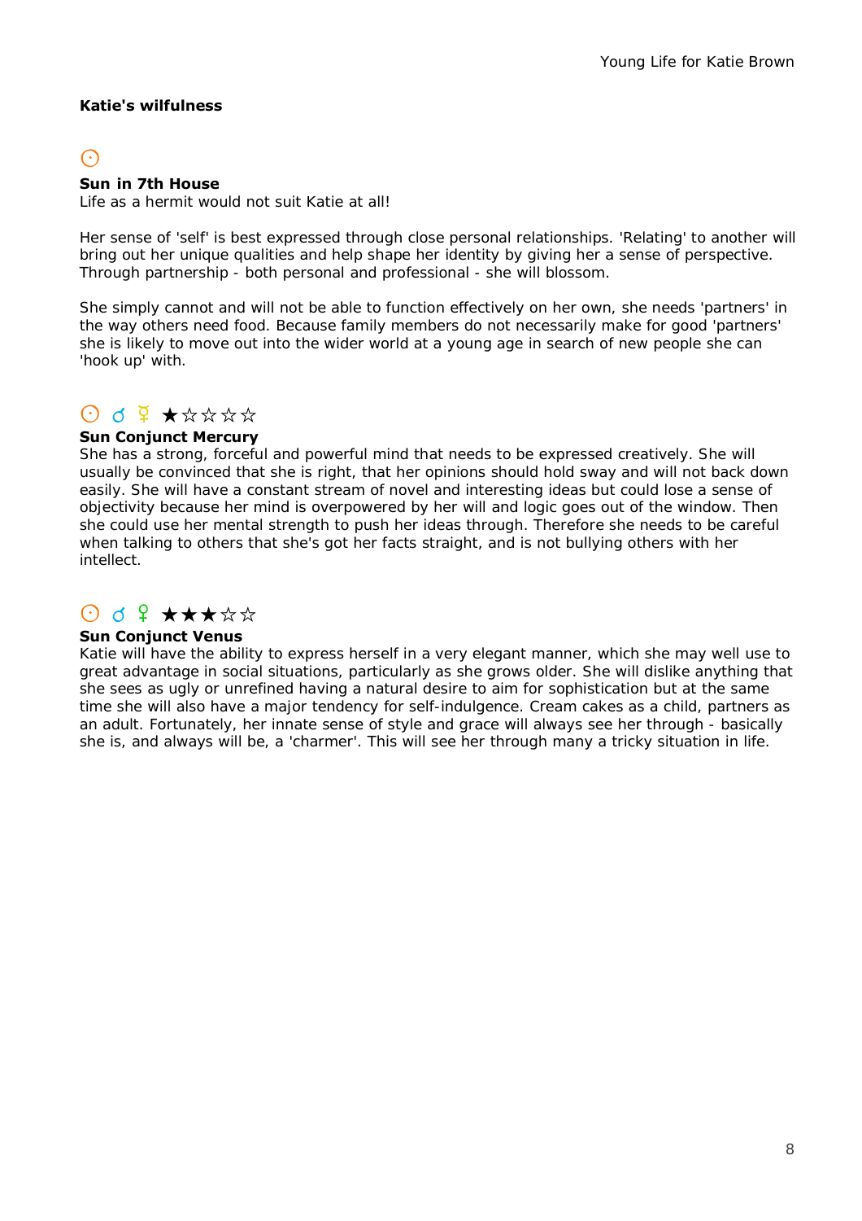**Katie's wilfulness**

☉

**Sun in 7th House**
Life as a hermit would not suit Katie at all!

Her sense of 'self' is best expressed through close personal relationships. 'Relating' to another will bring out her unique qualities and help shape her identity by giving her a sense of perspective. Through partnership - both personal and professional - she will blossom.

She simply cannot and will not be able to function effectively on her own, she needs 'partners' in the way others need food. Because family members do not necessarily make for good 'partners' she is likely to move out into the wider world at a young age in search of new people she can 'hook up' with.

☉ ☌ ☿ ★☆☆☆☆

**Sun Conjunct Mercury**
She has a strong, forceful and powerful mind that needs to be expressed creatively. She will usually be convinced that she is right, that her opinions should hold sway and will not back down easily. She will have a constant stream of novel and interesting ideas but could lose a sense of objectivity because her mind is overpowered by her will and logic goes out of the window. Then she could use her mental strength to push her ideas through. Therefore she needs to be careful when talking to others that she's got her facts straight, and is not bullying others with her intellect.

☉ ☌ ♀ ★★★☆☆

**Sun Conjunct Venus**
Katie will have the ability to express herself in a very elegant manner, which she may well use to great advantage in social situations, particularly as she grows older. She will dislike anything that she sees as ugly or unrefined having a natural desire to aim for sophistication but at the same time she will also have a major tendency for self-indulgence. Cream cakes as a child, partners as an adult. Fortunately, her innate sense of style and grace will always see her through - basically she is, and always will be, a 'charmer'. This will see her through many a tricky situation in life.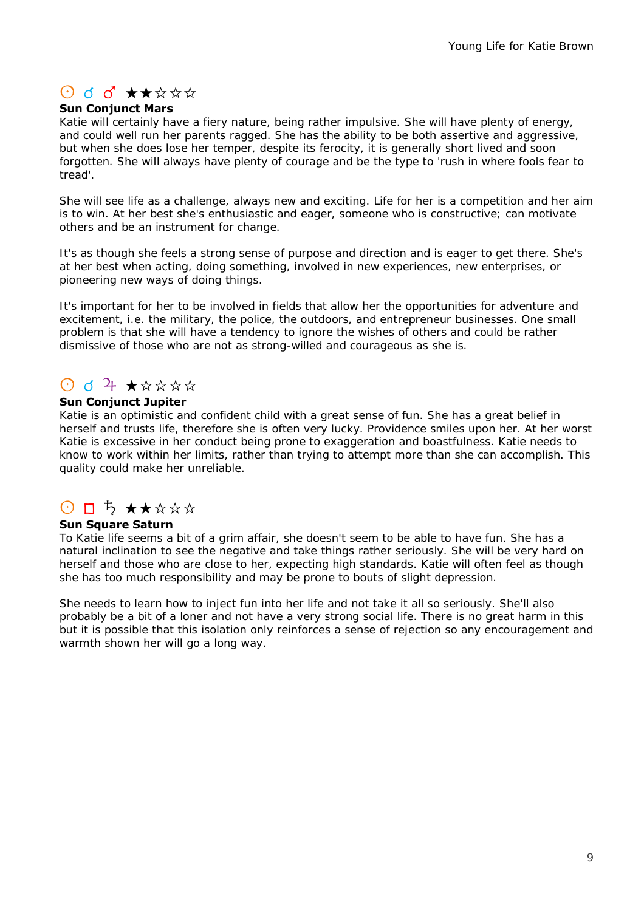☉ ☌ ♂ ★★☆☆☆

**Sun Conjunct Mars**

Katie will certainly have a fiery nature, being rather impulsive. She will have plenty of energy, and could well run her parents ragged. She has the ability to be both assertive and aggressive, but when she does lose her temper, despite its ferocity, it is generally short lived and soon forgotten. She will always have plenty of courage and be the type to 'rush in where fools fear to tread'.

She will see life as a challenge, always new and exciting. Life for her is a competition and her aim is to win. At her best she's enthusiastic and eager, someone who is constructive; can motivate others and be an instrument for change.

It's as though she feels a strong sense of purpose and direction and is eager to get there. She's at her best when acting, doing something, involved in new experiences, new enterprises, or pioneering new ways of doing things.

It's important for her to be involved in fields that allow her the opportunities for adventure and excitement, i.e. the military, the police, the outdoors, and entrepreneur businesses. One small problem is that she will have a tendency to ignore the wishes of others and could be rather dismissive of those who are not as strong-willed and courageous as she is.

☉ ☌ ♃ ★☆☆☆☆

**Sun Conjunct Jupiter**

Katie is an optimistic and confident child with a great sense of fun. She has a great belief in herself and trusts life, therefore she is often very lucky. Providence smiles upon her. At her worst Katie is excessive in her conduct being prone to exaggeration and boastfulness. Katie needs to know to work within her limits, rather than trying to attempt more than she can accomplish. This quality could make her unreliable.

☉ □ ♄ ★★☆☆☆

**Sun Square Saturn**

To Katie life seems a bit of a grim affair, she doesn't seem to be able to have fun. She has a natural inclination to see the negative and take things rather seriously. She will be very hard on herself and those who are close to her, expecting high standards. Katie will often feel as though she has too much responsibility and may be prone to bouts of slight depression.

She needs to learn how to inject fun into her life and not take it all so seriously. She'll also probably be a bit of a loner and not have a very strong social life. There is no great harm in this but it is possible that this isolation only reinforces a sense of rejection so any encouragement and warmth shown her will go a long way.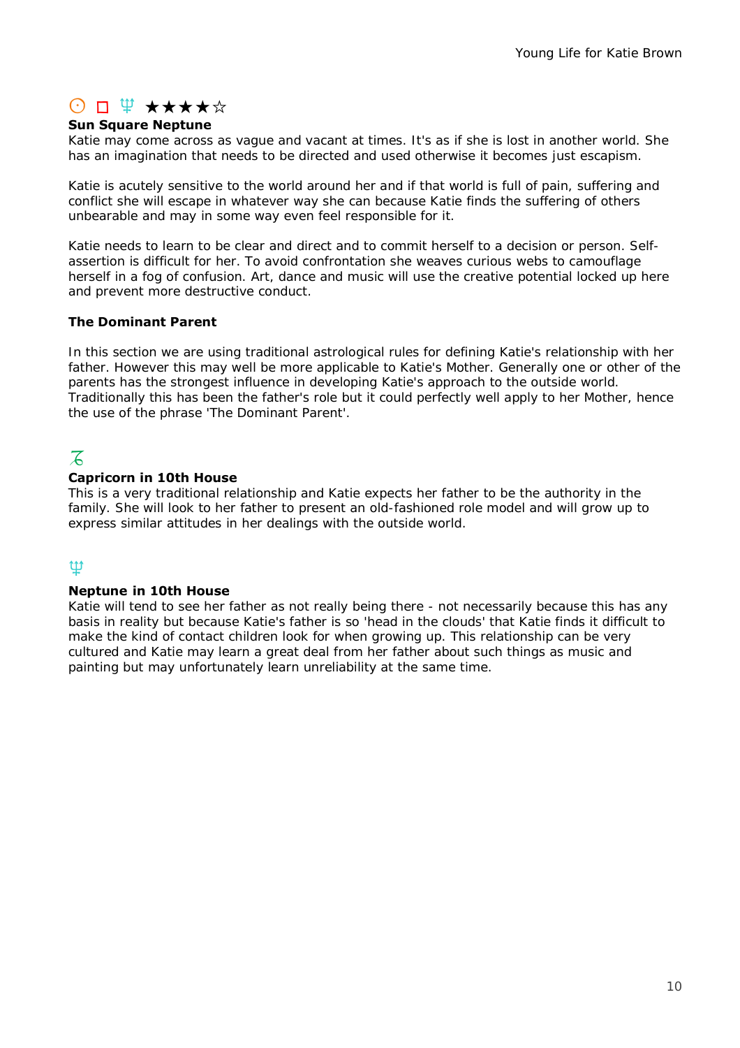☉ □ ♆ ★★★★☆

**Sun Square Neptune**

Katie may come across as vague and vacant at times. It's as if she is lost in another world. She has an imagination that needs to be directed and used otherwise it becomes just escapism.

Katie is acutely sensitive to the world around her and if that world is full of pain, suffering and conflict she will escape in whatever way she can because Katie finds the suffering of others unbearable and may in some way even feel responsible for it.

Katie needs to learn to be clear and direct and to commit herself to a decision or person. Self-assertion is difficult for her. To avoid confrontation she weaves curious webs to camouflage herself in a fog of confusion. Art, dance and music will use the creative potential locked up here and prevent more destructive conduct.

**The Dominant Parent**

In this section we are using traditional astrological rules for defining Katie's relationship with her father. However this may well be more applicable to Katie's Mother. Generally one or other of the parents has the strongest influence in developing Katie's approach to the outside world. Traditionally this has been the father's role but it could perfectly well apply to her Mother, hence the use of the phrase 'The Dominant Parent'.

♑

**Capricorn in 10th House**

This is a very traditional relationship and Katie expects her father to be the authority in the family. She will look to her father to present an old-fashioned role model and will grow up to express similar attitudes in her dealings with the outside world.

♆

**Neptune in 10th House**

Katie will tend to see her father as not really being there - not necessarily because this has any basis in reality but because Katie's father is so 'head in the clouds' that Katie finds it difficult to make the kind of contact children look for when growing up. This relationship can be very cultured and Katie may learn a great deal from her father about such things as music and painting but may unfortunately learn unreliability at the same time.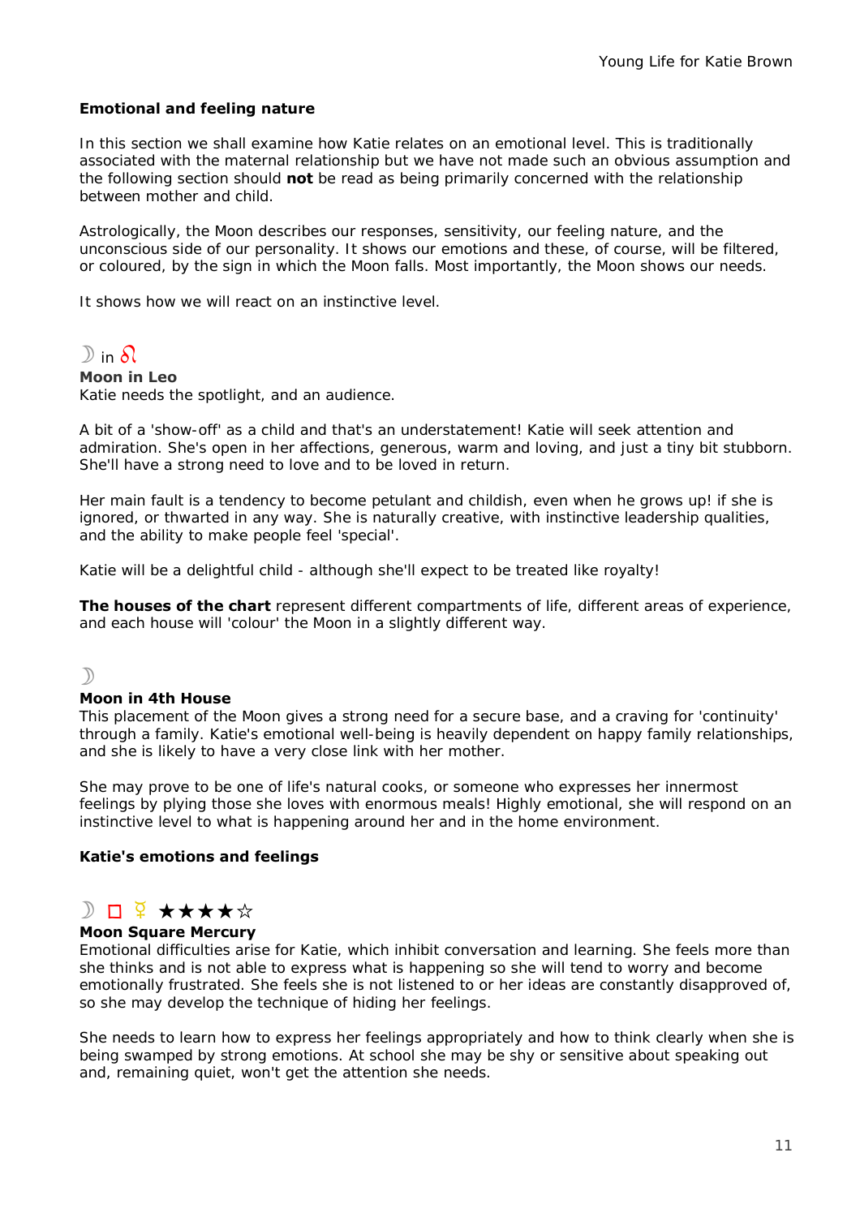**Emotional and feeling nature**

In this section we shall examine how Katie relates on an emotional level. This is traditionally associated with the maternal relationship but we have not made such an obvious assumption and the following section should **not** be read as being primarily concerned with the relationship between mother and child.

Astrologically, the Moon describes our responses, sensitivity, our feeling nature, and the unconscious side of our personality. It shows our emotions and these, of course, will be filtered, or coloured, by the sign in which the Moon falls. Most importantly, the Moon shows our needs.

It shows how we will react on an instinctive level.

☽ in ♌

**Moon in Leo**

Katie needs the spotlight, and an audience.

A bit of a 'show-off' as a child and that's an understatement! Katie will seek attention and admiration. She's open in her affections, generous, warm and loving, and just a tiny bit stubborn. She'll have a strong need to love and to be loved in return.

Her main fault is a tendency to become petulant and childish, even when he grows up! if she is ignored, or thwarted in any way. She is naturally creative, with instinctive leadership qualities, and the ability to make people feel 'special'.

Katie will be a delightful child - although she'll expect to be treated like royalty!

**The houses of the chart** represent different compartments of life, different areas of experience, and each house will 'colour' the Moon in a slightly different way.

☽

**Moon in 4th House**

This placement of the Moon gives a strong need for a secure base, and a craving for 'continuity' through a family. Katie's emotional well-being is heavily dependent on happy family relationships, and she is likely to have a very close link with her mother.

She may prove to be one of life's natural cooks, or someone who expresses her innermost feelings by plying those she loves with enormous meals! Highly emotional, she will respond on an instinctive level to what is happening around her and in the home environment.

**Katie's emotions and feelings**

☽ □ ☿ ★★★★☆

**Moon Square Mercury**

Emotional difficulties arise for Katie, which inhibit conversation and learning. She feels more than she thinks and is not able to express what is happening so she will tend to worry and become emotionally frustrated. She feels she is not listened to or her ideas are constantly disapproved of, so she may develop the technique of hiding her feelings.

She needs to learn how to express her feelings appropriately and how to think clearly when she is being swamped by strong emotions. At school she may be shy or sensitive about speaking out and, remaining quiet, won't get the attention she needs.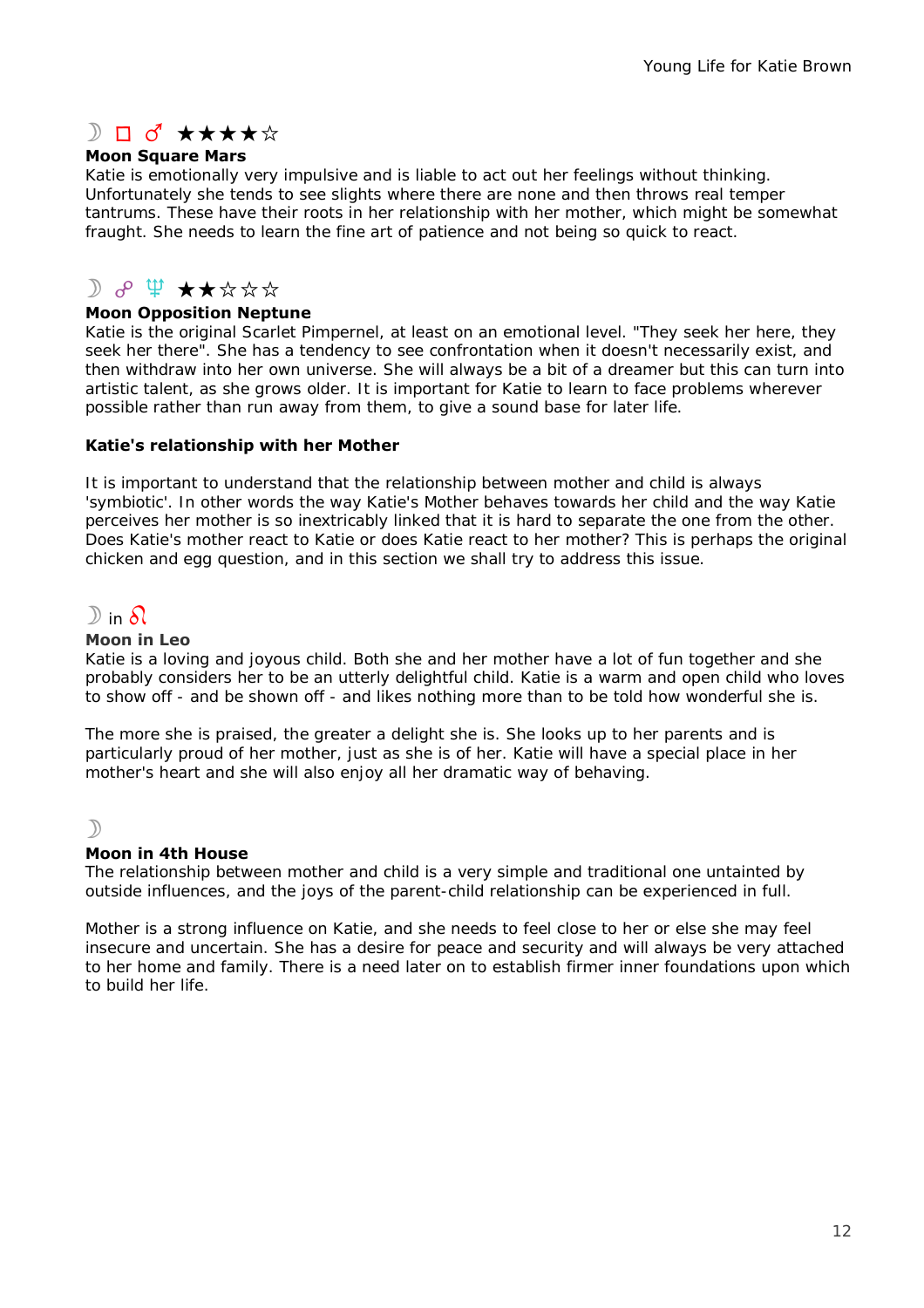☽ □ ♂ ★★★★☆

**Moon Square Mars**
Katie is emotionally very impulsive and is liable to act out her feelings without thinking. Unfortunately she tends to see slights where there are none and then throws real temper tantrums. These have their roots in her relationship with her mother, which might be somewhat fraught. She needs to learn the fine art of patience and not being so quick to react.

☽ ☍ ♆ ★★☆☆☆

**Moon Opposition Neptune**
Katie is the original Scarlet Pimpernel, at least on an emotional level. "They seek her here, they seek her there". She has a tendency to see confrontation when it doesn't necessarily exist, and then withdraw into her own universe. She will always be a bit of a dreamer but this can turn into artistic talent, as she grows older. It is important for Katie to learn to face problems wherever possible rather than run away from them, to give a sound base for later life.

**Katie's relationship with her Mother**

It is important to understand that the relationship between mother and child is always 'symbiotic'. In other words the way Katie's Mother behaves towards her child and the way Katie perceives her mother is so inextricably linked that it is hard to separate the one from the other. Does Katie's mother react to Katie or does Katie react to her mother? This is perhaps the original chicken and egg question, and in this section we shall try to address this issue.

☽ in ♌

**Moon in Leo**
Katie is a loving and joyous child. Both she and her mother have a lot of fun together and she probably considers her to be an utterly delightful child. Katie is a warm and open child who loves to show off - and be shown off - and likes nothing more than to be told how wonderful she is.

The more she is praised, the greater a delight she is. She looks up to her parents and is particularly proud of her mother, just as she is of her. Katie will have a special place in her mother's heart and she will also enjoy all her dramatic way of behaving.

☽

**Moon in 4th House**
The relationship between mother and child is a very simple and traditional one untainted by outside influences, and the joys of the parent-child relationship can be experienced in full.

Mother is a strong influence on Katie, and she needs to feel close to her or else she may feel insecure and uncertain. She has a desire for peace and security and will always be very attached to her home and family. There is a need later on to establish firmer inner foundations upon which to build her life.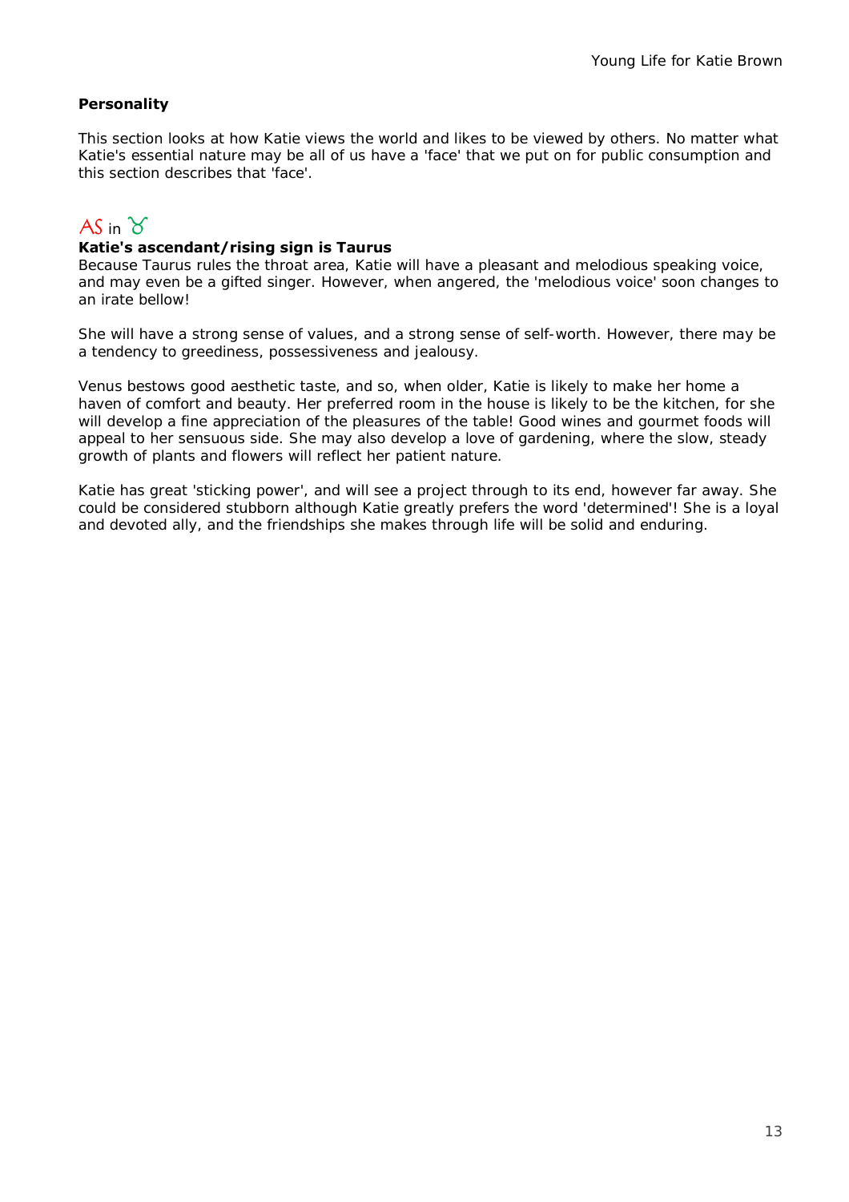**Personality**

This section looks at how Katie views the world and likes to be viewed by others. No matter what Katie's essential nature may be all of us have a 'face' that we put on for public consumption and this section describes that 'face'.

AS in ♉

**Katie's ascendant/rising sign is Taurus**

Because Taurus rules the throat area, Katie will have a pleasant and melodious speaking voice, and may even be a gifted singer. However, when angered, the 'melodious voice' soon changes to an irate bellow!

She will have a strong sense of values, and a strong sense of self-worth. However, there may be a tendency to greediness, possessiveness and jealousy.

Venus bestows good aesthetic taste, and so, when older, Katie is likely to make her home a haven of comfort and beauty. Her preferred room in the house is likely to be the kitchen, for she will develop a fine appreciation of the pleasures of the table! Good wines and gourmet foods will appeal to her sensuous side. She may also develop a love of gardening, where the slow, steady growth of plants and flowers will reflect her patient nature.

Katie has great 'sticking power', and will see a project through to its end, however far away. She could be considered stubborn although Katie greatly prefers the word 'determined'! She is a loyal and devoted ally, and the friendships she makes through life will be solid and enduring.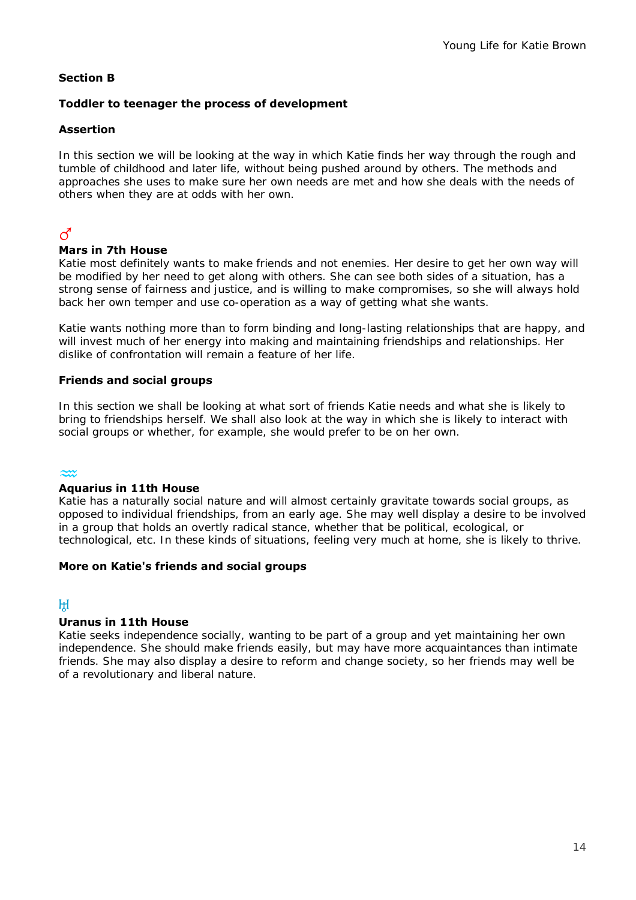## Section B

### Toddler to teenager the process of development

### Assertion

In this section we will be looking at the way in which Katie finds her way through the rough and tumble of childhood and later life, without being pushed around by others. The methods and approaches she uses to make sure her own needs are met and how she deals with the needs of others when they are at odds with her own.

♂

**Mars in 7th House**

Katie most definitely wants to make friends and not enemies. Her desire to get her own way will be modified by her need to get along with others. She can see both sides of a situation, has a strong sense of fairness and justice, and is willing to make compromises, so she will always hold back her own temper and use co-operation as a way of getting what she wants.

Katie wants nothing more than to form binding and long-lasting relationships that are happy, and will invest much of her energy into making and maintaining friendships and relationships. Her dislike of confrontation will remain a feature of her life.

### Friends and social groups

In this section we shall be looking at what sort of friends Katie needs and what she is likely to bring to friendships herself. We shall also look at the way in which she is likely to interact with social groups or whether, for example, she would prefer to be on her own.

♒

**Aquarius in 11th House**

Katie has a naturally social nature and will almost certainly gravitate towards social groups, as opposed to individual friendships, from an early age. She may well display a desire to be involved in a group that holds an overtly radical stance, whether that be political, ecological, or technological, etc. In these kinds of situations, feeling very much at home, she is likely to thrive.

### More on Katie's friends and social groups

♅

**Uranus in 11th House**

Katie seeks independence socially, wanting to be part of a group and yet maintaining her own independence. She should make friends easily, but may have more acquaintances than intimate friends. She may also display a desire to reform and change society, so her friends may well be of a revolutionary and liberal nature.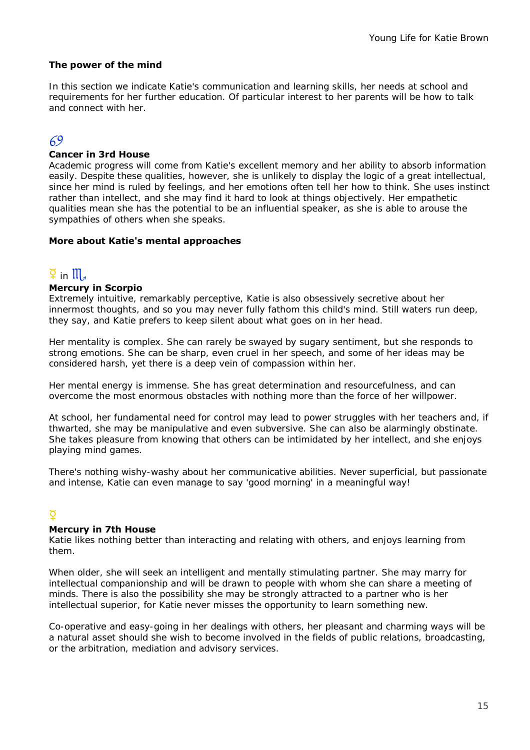## The power of the mind

In this section we indicate Katie's communication and learning skills, her needs at school and requirements for her further education. Of particular interest to her parents will be how to talk and connect with her.

♋

### Cancer in 3rd House

Academic progress will come from Katie's excellent memory and her ability to absorb information easily. Despite these qualities, however, she is unlikely to display the logic of a great intellectual, since her mind is ruled by feelings, and her emotions often tell her how to think. She uses instinct rather than intellect, and she may find it hard to look at things objectively. Her empathetic qualities mean she has the potential to be an influential speaker, as she is able to arouse the sympathies of others when she speaks.

## More about Katie's mental approaches

☿ in ♏

### Mercury in Scorpio

Extremely intuitive, remarkably perceptive, Katie is also obsessively secretive about her innermost thoughts, and so you may never fully fathom this child's mind. Still waters run deep, they say, and Katie prefers to keep silent about what goes on in her head.

Her mentality is complex. She can rarely be swayed by sugary sentiment, but she responds to strong emotions. She can be sharp, even cruel in her speech, and some of her ideas may be considered harsh, yet there is a deep vein of compassion within her.

Her mental energy is immense. She has great determination and resourcefulness, and can overcome the most enormous obstacles with nothing more than the force of her willpower.

At school, her fundamental need for control may lead to power struggles with her teachers and, if thwarted, she may be manipulative and even subversive. She can also be alarmingly obstinate. She takes pleasure from knowing that others can be intimidated by her intellect, and she enjoys playing mind games.

There's nothing wishy-washy about her communicative abilities. Never superficial, but passionate and intense, Katie can even manage to say 'good morning' in a meaningful way!

☿

### Mercury in 7th House

Katie likes nothing better than interacting and relating with others, and enjoys learning from them.

When older, she will seek an intelligent and mentally stimulating partner. She may marry for intellectual companionship and will be drawn to people with whom she can share a meeting of minds. There is also the possibility she may be strongly attracted to a partner who is her intellectual superior, for Katie never misses the opportunity to learn something new.

Co-operative and easy-going in her dealings with others, her pleasant and charming ways will be a natural asset should she wish to become involved in the fields of public relations, broadcasting, or the arbitration, mediation and advisory services.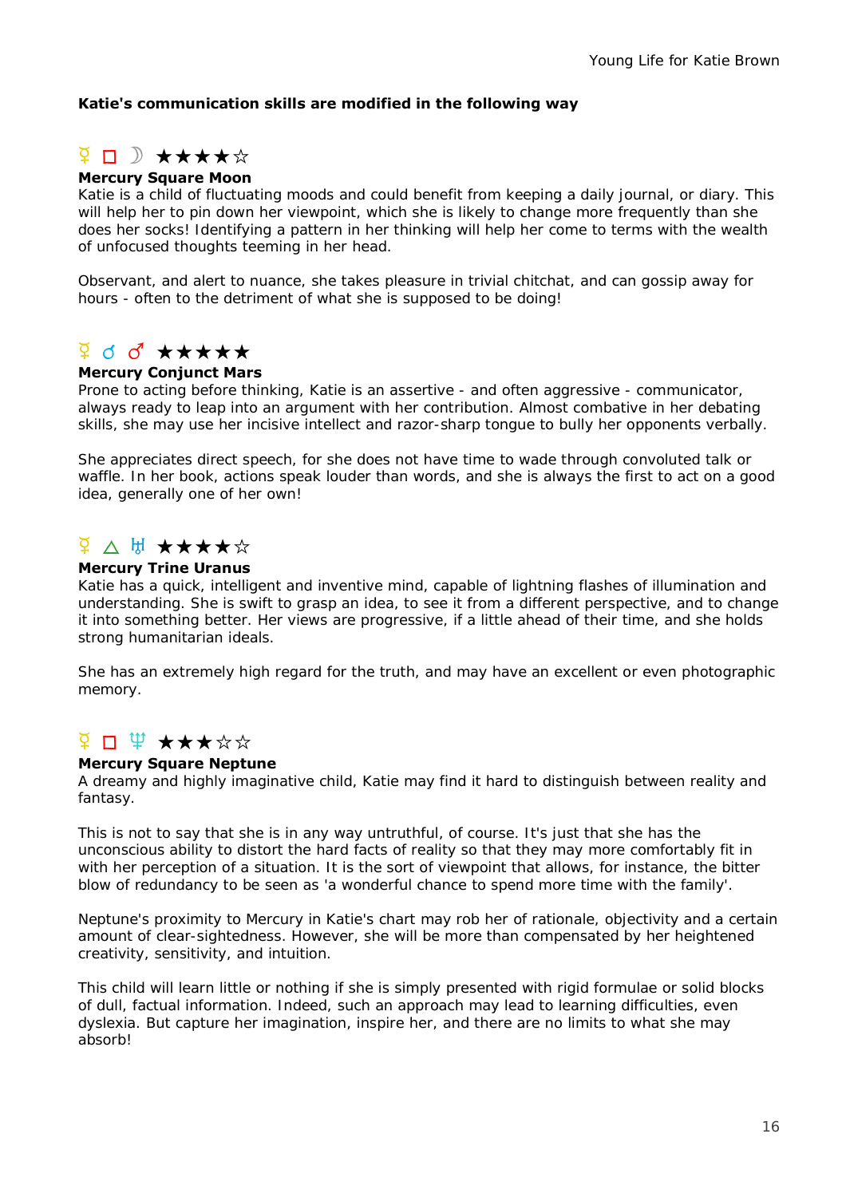**Katie's communication skills are modified in the following way**

☿ □ ☽ ★★★★☆

**Mercury Square Moon**
Katie is a child of fluctuating moods and could benefit from keeping a daily journal, or diary. This will help her to pin down her viewpoint, which she is likely to change more frequently than she does her socks! Identifying a pattern in her thinking will help her come to terms with the wealth of unfocused thoughts teeming in her head.

Observant, and alert to nuance, she takes pleasure in trivial chitchat, and can gossip away for hours - often to the detriment of what she is supposed to be doing!

☿ ☌ ♂ ★★★★★

**Mercury Conjunct Mars**
Prone to acting before thinking, Katie is an assertive - and often aggressive - communicator, always ready to leap into an argument with her contribution. Almost combative in her debating skills, she may use her incisive intellect and razor-sharp tongue to bully her opponents verbally.

She appreciates direct speech, for she does not have time to wade through convoluted talk or waffle. In her book, actions speak louder than words, and she is always the first to act on a good idea, generally one of her own!

☿ △ ♅ ★★★★☆

**Mercury Trine Uranus**
Katie has a quick, intelligent and inventive mind, capable of lightning flashes of illumination and understanding. She is swift to grasp an idea, to see it from a different perspective, and to change it into something better. Her views are progressive, if a little ahead of their time, and she holds strong humanitarian ideals.

She has an extremely high regard for the truth, and may have an excellent or even photographic memory.

☿ □ ♆ ★★★☆☆

**Mercury Square Neptune**
A dreamy and highly imaginative child, Katie may find it hard to distinguish between reality and fantasy.

This is not to say that she is in any way untruthful, of course. It's just that she has the unconscious ability to distort the hard facts of reality so that they may more comfortably fit in with her perception of a situation. It is the sort of viewpoint that allows, for instance, the bitter blow of redundancy to be seen as 'a wonderful chance to spend more time with the family'.

Neptune's proximity to Mercury in Katie's chart may rob her of rationale, objectivity and a certain amount of clear-sightedness. However, she will be more than compensated by her heightened creativity, sensitivity, and intuition.

This child will learn little or nothing if she is simply presented with rigid formulae or solid blocks of dull, factual information. Indeed, such an approach may lead to learning difficulties, even dyslexia. But capture her imagination, inspire her, and there are no limits to what she may absorb!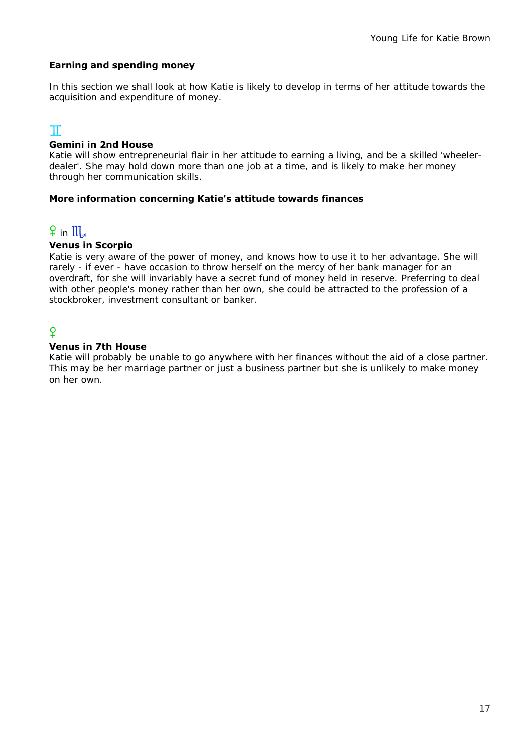## Earning and spending money

In this section we shall look at how Katie is likely to develop in terms of her attitude towards the acquisition and expenditure of money.

♊

### Gemini in 2nd House

Katie will show entrepreneurial flair in her attitude to earning a living, and be a skilled 'wheeler-dealer'. She may hold down more than one job at a time, and is likely to make her money through her communication skills.

## More information concerning Katie's attitude towards finances

♀ in ♏

### Venus in Scorpio

Katie is very aware of the power of money, and knows how to use it to her advantage. She will rarely - if ever - have occasion to throw herself on the mercy of her bank manager for an overdraft, for she will invariably have a secret fund of money held in reserve. Preferring to deal with other people's money rather than her own, she could be attracted to the profession of a stockbroker, investment consultant or banker.

♀

### Venus in 7th House

Katie will probably be unable to go anywhere with her finances without the aid of a close partner. This may be her marriage partner or just a business partner but she is unlikely to make money on her own.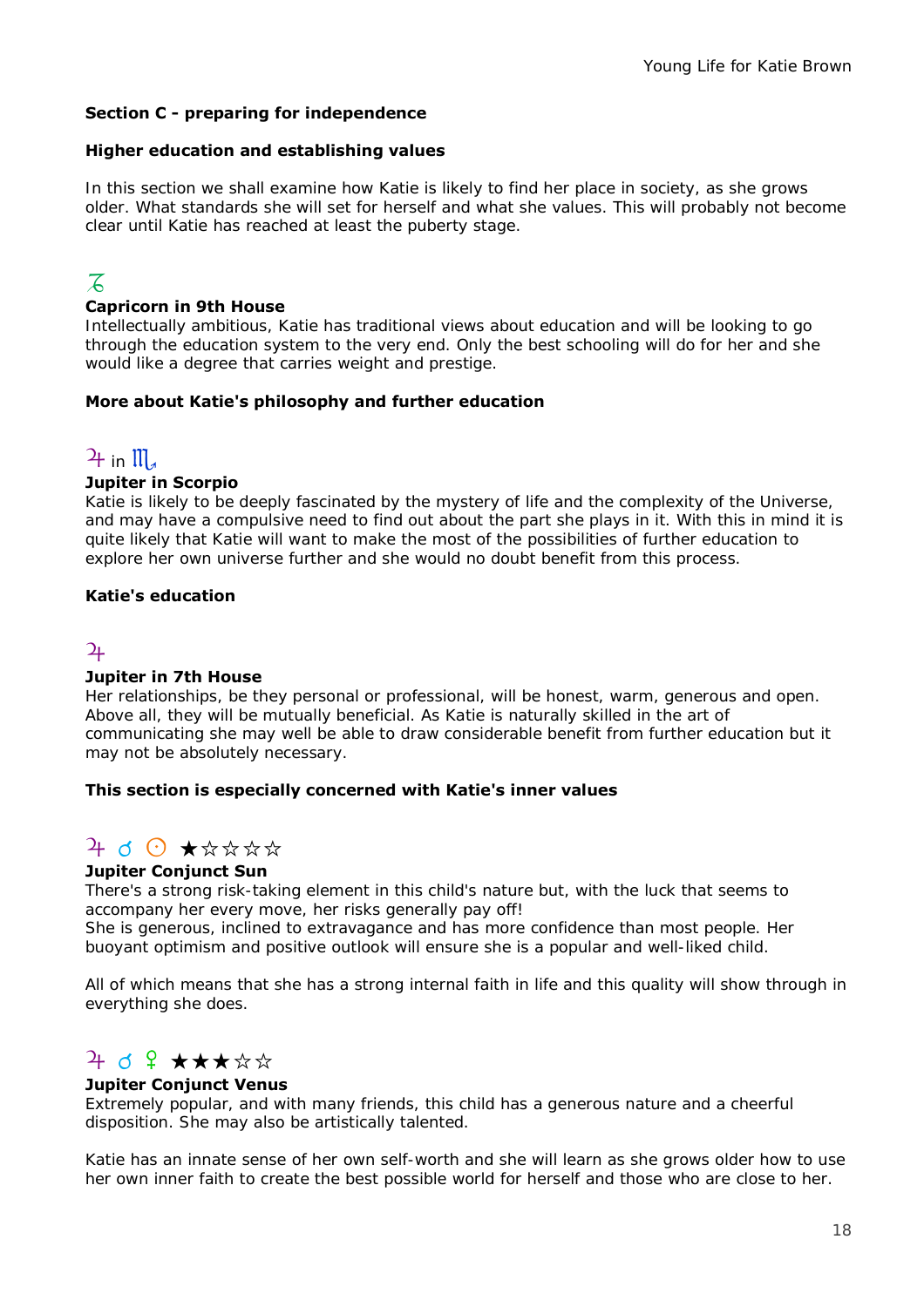### Section C - preparing for independence

#### Higher education and establishing values

In this section we shall examine how Katie is likely to find her place in society, as she grows older. What standards she will set for herself and what she values. This will probably not become clear until Katie has reached at least the puberty stage.

♑

**Capricorn in 9th House**

Intellectually ambitious, Katie has traditional views about education and will be looking to go through the education system to the very end. Only the best schooling will do for her and she would like a degree that carries weight and prestige.

#### More about Katie's philosophy and further education

♃ in ♏

**Jupiter in Scorpio**

Katie is likely to be deeply fascinated by the mystery of life and the complexity of the Universe, and may have a compulsive need to find out about the part she plays in it. With this in mind it is quite likely that Katie will want to make the most of the possibilities of further education to explore her own universe further and she would no doubt benefit from this process.

#### Katie's education

♃

**Jupiter in 7th House**

Her relationships, be they personal or professional, will be honest, warm, generous and open. Above all, they will be mutually beneficial. As Katie is naturally skilled in the art of communicating she may well be able to draw considerable benefit from further education but it may not be absolutely necessary.

#### This section is especially concerned with Katie's inner values

♃ ☌ ☉ ★☆☆☆☆

**Jupiter Conjunct Sun**

There's a strong risk-taking element in this child's nature but, with the luck that seems to accompany her every move, her risks generally pay off!
She is generous, inclined to extravagance and has more confidence than most people. Her buoyant optimism and positive outlook will ensure she is a popular and well-liked child.

All of which means that she has a strong internal faith in life and this quality will show through in everything she does.

♃ ☌ ♀ ★★★☆☆

**Jupiter Conjunct Venus**

Extremely popular, and with many friends, this child has a generous nature and a cheerful disposition. She may also be artistically talented.

Katie has an innate sense of her own self-worth and she will learn as she grows older how to use her own inner faith to create the best possible world for herself and those who are close to her.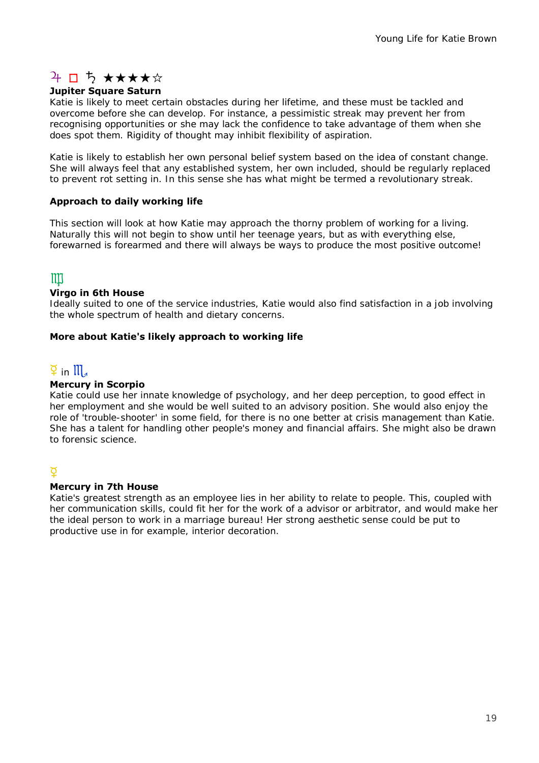♃ □ ♄ ★★★★☆

**Jupiter Square Saturn**

Katie is likely to meet certain obstacles during her lifetime, and these must be tackled and overcome before she can develop. For instance, a pessimistic streak may prevent her from recognising opportunities or she may lack the confidence to take advantage of them when she does spot them. Rigidity of thought may inhibit flexibility of aspiration.

Katie is likely to establish her own personal belief system based on the idea of constant change. She will always feel that any established system, her own included, should be regularly replaced to prevent rot setting in. In this sense she has what might be termed a revolutionary streak.

**Approach to daily working life**

This section will look at how Katie may approach the thorny problem of working for a living. Naturally this will not begin to show until her teenage years, but as with everything else, forewarned is forearmed and there will always be ways to produce the most positive outcome!

♍

**Virgo in 6th House**

Ideally suited to one of the service industries, Katie would also find satisfaction in a job involving the whole spectrum of health and dietary concerns.

**More about Katie's likely approach to working life**

☿ in ♏

**Mercury in Scorpio**

Katie could use her innate knowledge of psychology, and her deep perception, to good effect in her employment and she would be well suited to an advisory position. She would also enjoy the role of 'trouble-shooter' in some field, for there is no one better at crisis management than Katie. She has a talent for handling other people's money and financial affairs. She might also be drawn to forensic science.

☿

**Mercury in 7th House**

Katie's greatest strength as an employee lies in her ability to relate to people. This, coupled with her communication skills, could fit her for the work of a advisor or arbitrator, and would make her the ideal person to work in a marriage bureau! Her strong aesthetic sense could be put to productive use in for example, interior decoration.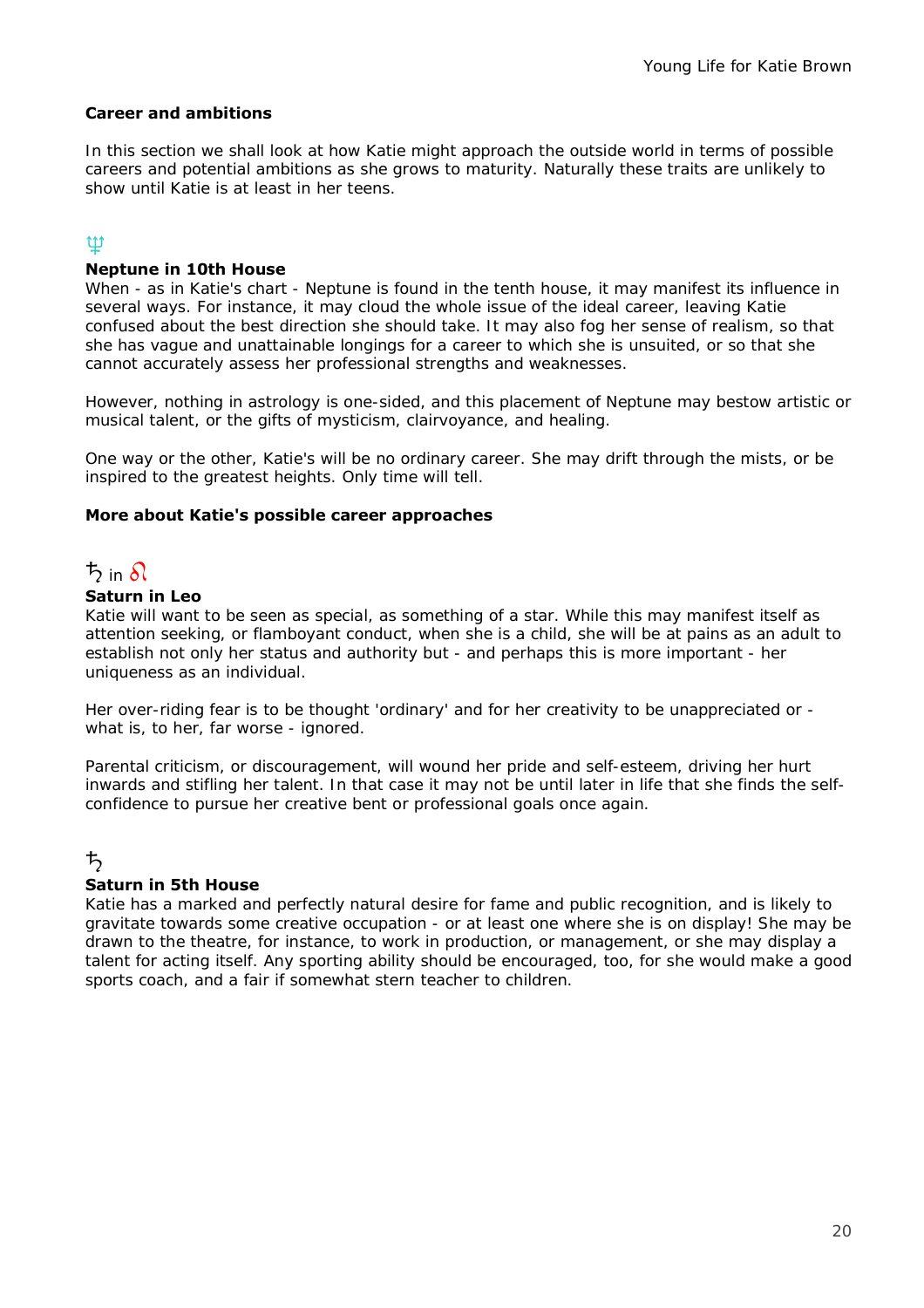## Career and ambitions

In this section we shall look at how Katie might approach the outside world in terms of possible careers and potential ambitions as she grows to maturity. Naturally these traits are unlikely to show until Katie is at least in her teens.

♆

### Neptune in 10th House

When - as in Katie's chart - Neptune is found in the tenth house, it may manifest its influence in several ways. For instance, it may cloud the whole issue of the ideal career, leaving Katie confused about the best direction she should take. It may also fog her sense of realism, so that she has vague and unattainable longings for a career to which she is unsuited, or so that she cannot accurately assess her professional strengths and weaknesses.

However, nothing in astrology is one-sided, and this placement of Neptune may bestow artistic or musical talent, or the gifts of mysticism, clairvoyance, and healing.

One way or the other, Katie's will be no ordinary career. She may drift through the mists, or be inspired to the greatest heights. Only time will tell.

## More about Katie's possible career approaches

♄ in ♌

### Saturn in Leo

Katie will want to be seen as special, as something of a star. While this may manifest itself as attention seeking, or flamboyant conduct, when she is a child, she will be at pains as an adult to establish not only her status and authority but - and perhaps this is more important - her uniqueness as an individual.

Her over-riding fear is to be thought 'ordinary' and for her creativity to be unappreciated or - what is, to her, far worse - ignored.

Parental criticism, or discouragement, will wound her pride and self-esteem, driving her hurt inwards and stifling her talent. In that case it may not be until later in life that she finds the self-confidence to pursue her creative bent or professional goals once again.

♄

### Saturn in 5th House

Katie has a marked and perfectly natural desire for fame and public recognition, and is likely to gravitate towards some creative occupation - or at least one where she is on display! She may be drawn to the theatre, for instance, to work in production, or management, or she may display a talent for acting itself. Any sporting ability should be encouraged, too, for she would make a good sports coach, and a fair if somewhat stern teacher to children.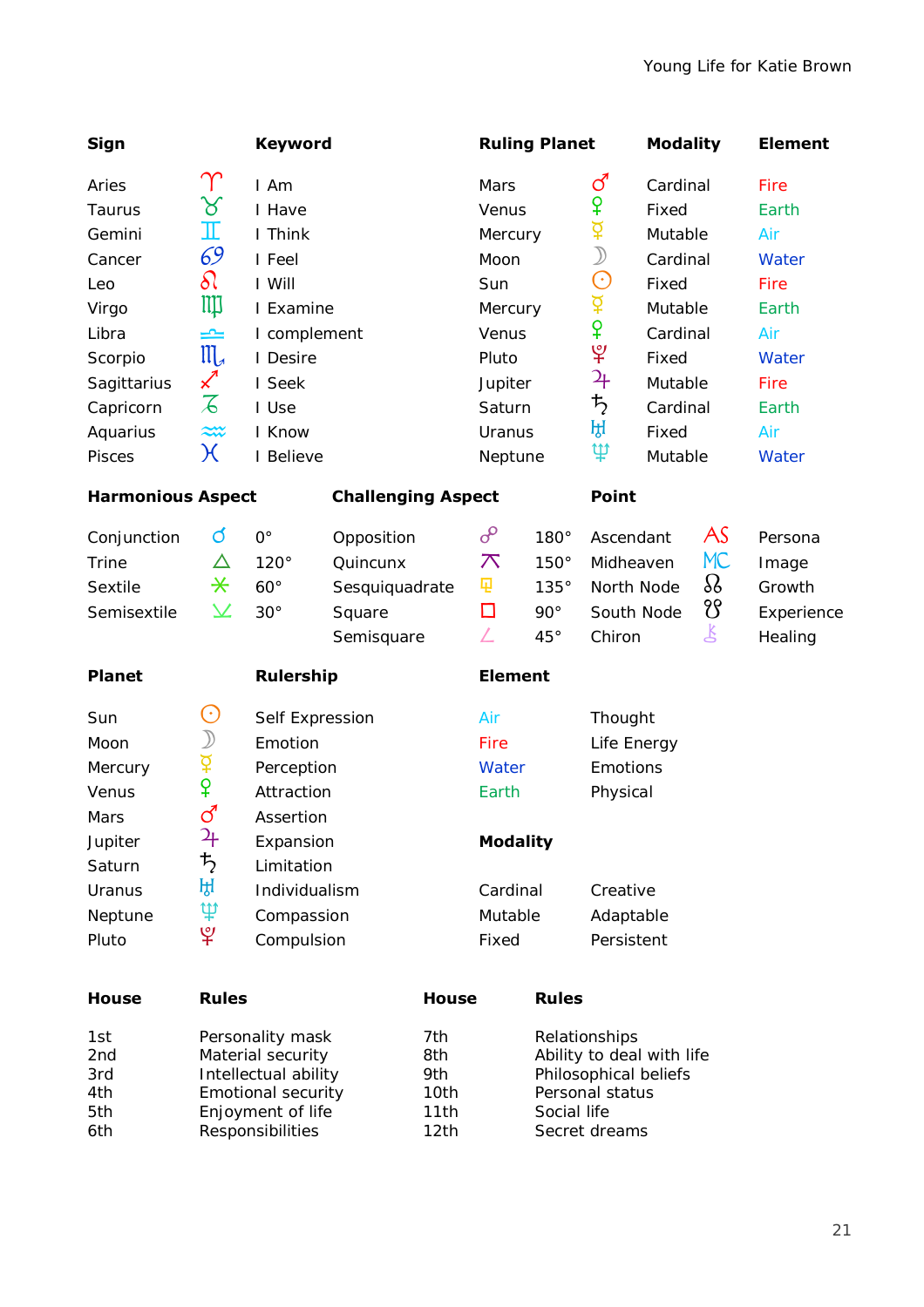| Sign | | Keyword | Ruling Planet | | Modality | Element |
| --- | --- | --- | --- | --- | --- | --- |
| Aries | ♈ | I Am | Mars | ♂ | Cardinal | Fire |
| Taurus | ♉ | I Have | Venus | ♀ | Fixed | Earth |
| Gemini | ♊ | I Think | Mercury | ☿ | Mutable | Air |
| Cancer | ♋ | I Feel | Moon | ☽ | Cardinal | Water |
| Leo | ♌ | I Will | Sun | ☉ | Fixed | Fire |
| Virgo | ♍ | I Examine | Mercury | ☿ | Mutable | Earth |
| Libra | ♎ | I complement | Venus | ♀ | Cardinal | Air |
| Scorpio | ♏ | I Desire | Pluto | ♇ | Fixed | Water |
| Sagittarius | ♐ | I Seek | Jupiter | ♃ | Mutable | Fire |
| Capricorn | ♑ | I Use | Saturn | ♄ | Cardinal | Earth |
| Aquarius | ♒ | I Know | Uranus | ♅ | Fixed | Air |
| Pisces | ♓ | I Believe | Neptune | ♆ | Mutable | Water |

| Harmonious Aspect | | | Challenging Aspect | | | Point | | |
| --- | --- | --- | --- | --- | --- | --- | --- | --- |
| Conjunction | ☌ | 0° | Opposition | ☍ | 180° | Ascendant | AS | Persona |
| Trine | △ | 120° | Quincunx | ⚻ | 150° | Midheaven | MC | Image |
| Sextile | ⚹ | 60° | Sesquiquadrate | ⚼ | 135° | North Node | ☊ | Growth |
| Semisextile | ⚺ | 30° | Square | □ | 90° | South Node | ☋ | Experience |
| | | | Semisquare | ∠ | 45° | Chiron | ⚷ | Healing |

| Planet | | Rulership |
| --- | --- | --- |
| Sun | ☉ | Self Expression |
| Moon | ☽ | Emotion |
| Mercury | ☿ | Perception |
| Venus | ♀ | Attraction |
| Mars | ♂ | Assertion |
| Jupiter | ♃ | Expansion |
| Saturn | ♄ | Limitation |
| Uranus | ♅ | Individualism |
| Neptune | ♆ | Compassion |
| Pluto | ♇ | Compulsion |

| Element | |
| --- | --- |
| Air | Thought |
| Fire | Life Energy |
| Water | Emotions |
| Earth | Physical |

| Modality | |
| --- | --- |
| Cardinal | Creative |
| Mutable | Adaptable |
| Fixed | Persistent |

| House | Rules | House | Rules |
| --- | --- | --- | --- |
| 1st | Personality mask | 7th | Relationships |
| 2nd | Material security | 8th | Ability to deal with life |
| 3rd | Intellectual ability | 9th | Philosophical beliefs |
| 4th | Emotional security | 10th | Personal status |
| 5th | Enjoyment of life | 11th | Social life |
| 6th | Responsibilities | 12th | Secret dreams |